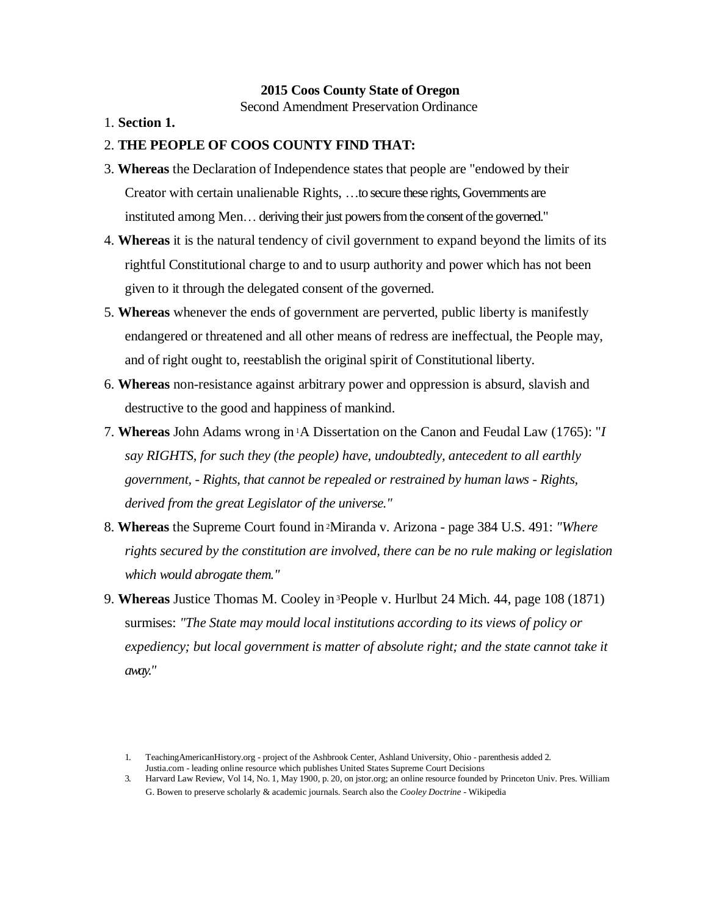**2015 Coos County State of Oregon**

Second Amendment Preservation Ordinance

1. **Section 1.**
2. **THE PEOPLE OF COOS COUNTY FIND THAT:**
3. **Whereas** the Declaration of Independence states that people are "endowed by their Creator with certain unalienable Rights, …to secure these rights, Governments are instituted among Men… deriving their just powers from the consent of the governed."
4. **Whereas** it is the natural tendency of civil government to expand beyond the limits of its rightful Constitutional charge to and to usurp authority and power which has not been given to it through the delegated consent of the governed.
5. **Whereas** whenever the ends of government are perverted, public liberty is manifestly endangered or threatened and all other means of redress are ineffectual, the People may, and of right ought to, reestablish the original spirit of Constitutional liberty.
6. **Whereas** non-resistance against arbitrary power and oppression is absurd, slavish and destructive to the good and happiness of mankind.
7. **Whereas** John Adams wrong in [1]A Dissertation on the Canon and Feudal Law (1765): "*I say RIGHTS, for such they (the people) have, undoubtedly, antecedent to all earthly government, - Rights, that cannot be repealed or restrained by human laws - Rights, derived from the great Legislator of the universe."*
8. **Whereas** the Supreme Court found in [2]Miranda v. Arizona - page 384 U.S. 491: *"Where rights secured by the constitution are involved, there can be no rule making or legislation which would abrogate them."*
9. **Whereas** Justice Thomas M. Cooley in [3]People v. Hurlbut 24 Mich. 44, page 108 (1871) surmises: *"The State may mould local institutions according to its views of policy or expediency; but local government is matter of absolute right; and the state cannot take it away."*

1. TeachingAmericanHistory.org - project of the Ashbrook Center, Ashland University, Ohio - parenthesis added
2. Justia.com - leading online resource which publishes United States Supreme Court Decisions
3. Harvard Law Review, Vol 14, No. 1, May 1900, p. 20, on jstor.org; an online resource founded by Princeton Univ. Pres. William G. Bowen to preserve scholarly & academic journals. Search also the *Cooley Doctrine* - Wikipedia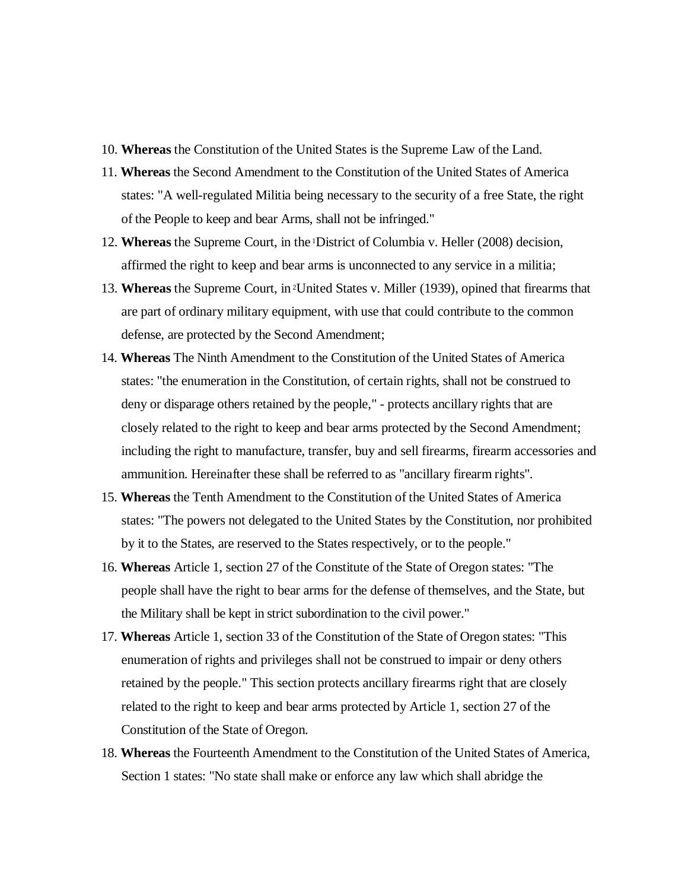10. **Whereas** the Constitution of the United States is the Supreme Law of the Land.
11. **Whereas** the Second Amendment to the Constitution of the United States of America states: "A well-regulated Militia being necessary to the security of a free State, the right of the People to keep and bear Arms, shall not be infringed."
12. **Whereas** the Supreme Court, in the [1]District of Columbia v. Heller (2008) decision, affirmed the right to keep and bear arms is unconnected to any service in a militia;
13. **Whereas** the Supreme Court, in [2]United States v. Miller (1939), opined that firearms that are part of ordinary military equipment, with use that could contribute to the common defense, are protected by the Second Amendment;
14. **Whereas** The Ninth Amendment to the Constitution of the United States of America states: "the enumeration in the Constitution, of certain rights, shall not be construed to deny or disparage others retained by the people," - protects ancillary rights that are closely related to the right to keep and bear arms protected by the Second Amendment; including the right to manufacture, transfer, buy and sell firearms, firearm accessories and ammunition. Hereinafter these shall be referred to as "ancillary firearm rights".
15. **Whereas** the Tenth Amendment to the Constitution of the United States of America states: "The powers not delegated to the United States by the Constitution, nor prohibited by it to the States, are reserved to the States respectively, or to the people."
16. **Whereas** Article 1, section 27 of the Constitute of the State of Oregon states: "The people shall have the right to bear arms for the defense of themselves, and the State, but the Military shall be kept in strict subordination to the civil power."
17. **Whereas** Article 1, section 33 of the Constitution of the State of Oregon states: "This enumeration of rights and privileges shall not be construed to impair or deny others retained by the people." This section protects ancillary firearms right that are closely related to the right to keep and bear arms protected by Article 1, section 27 of the Constitution of the State of Oregon.
18. **Whereas** the Fourteenth Amendment to the Constitution of the United States of America, Section 1 states: "No state shall make or enforce any law which shall abridge the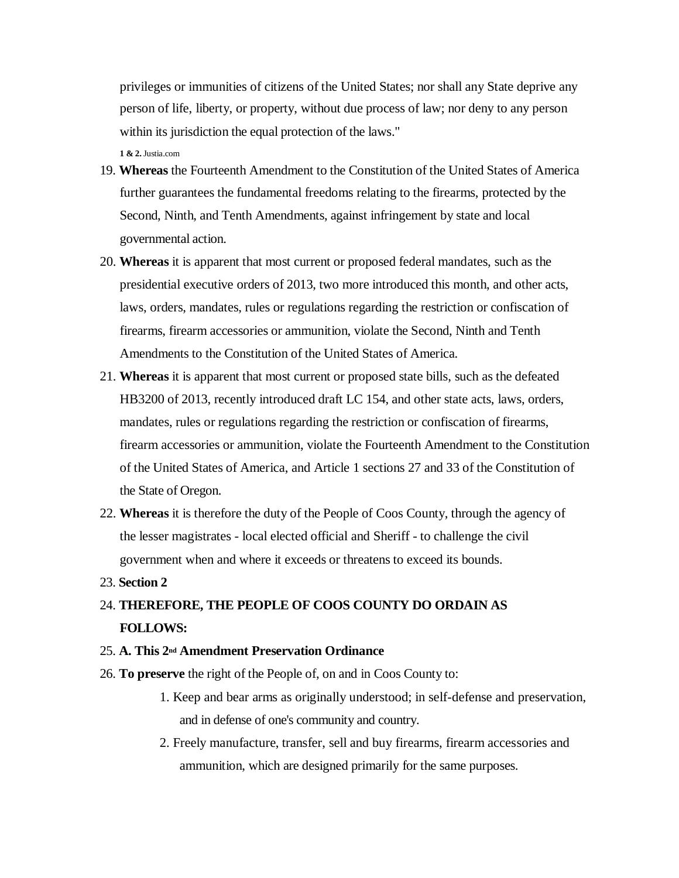privileges or immunities of citizens of the United States; nor shall any State deprive any person of life, liberty, or property, without due process of law; nor deny to any person within its jurisdiction the equal protection of the laws."

**1 & 2.** Justia.com

19. **Whereas** the Fourteenth Amendment to the Constitution of the United States of America further guarantees the fundamental freedoms relating to the firearms, protected by the Second, Ninth, and Tenth Amendments, against infringement by state and local governmental action.
20. **Whereas** it is apparent that most current or proposed federal mandates, such as the presidential executive orders of 2013, two more introduced this month, and other acts, laws, orders, mandates, rules or regulations regarding the restriction or confiscation of firearms, firearm accessories or ammunition, violate the Second, Ninth and Tenth Amendments to the Constitution of the United States of America.
21. **Whereas** it is apparent that most current or proposed state bills, such as the defeated HB3200 of 2013, recently introduced draft LC 154, and other state acts, laws, orders, mandates, rules or regulations regarding the restriction or confiscation of firearms, firearm accessories or ammunition, violate the Fourteenth Amendment to the Constitution of the United States of America, and Article 1 sections 27 and 33 of the Constitution of the State of Oregon.
22. **Whereas** it is therefore the duty of the People of Coos County, through the agency of the lesser magistrates - local elected official and Sheriff - to challenge the civil government when and where it exceeds or threatens to exceed its bounds.
23. **Section 2**
24. **THEREFORE, THE PEOPLE OF COOS COUNTY DO ORDAIN AS FOLLOWS:**
25. **A. This 2nd Amendment Preservation Ordinance**
26. **To preserve** the right of the People of, on and in Coos County to:
    1. Keep and bear arms as originally understood; in self-defense and preservation, and in defense of one's community and country.
    2. Freely manufacture, transfer, sell and buy firearms, firearm accessories and ammunition, which are designed primarily for the same purposes.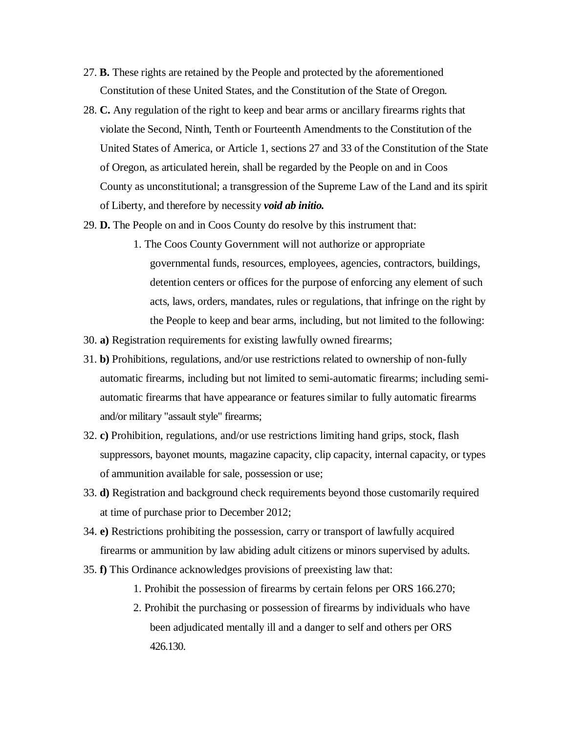27. **B.** These rights are retained by the People and protected by the aforementioned Constitution of these United States, and the Constitution of the State of Oregon.
28. **C.** Any regulation of the right to keep and bear arms or ancillary firearms rights that violate the Second, Ninth, Tenth or Fourteenth Amendments to the Constitution of the United States of America, or Article 1, sections 27 and 33 of the Constitution of the State of Oregon, as articulated herein, shall be regarded by the People on and in Coos County as unconstitutional; a transgression of the Supreme Law of the Land and its spirit of Liberty, and therefore by necessity ***void ab initio.***
29. **D.** The People on and in Coos County do resolve by this instrument that:

    1. The Coos County Government will not authorize or appropriate governmental funds, resources, employees, agencies, contractors, buildings, detention centers or offices for the purpose of enforcing any element of such acts, laws, orders, mandates, rules or regulations, that infringe on the right by the People to keep and bear arms, including, but not limited to the following:

30. **a)** Registration requirements for existing lawfully owned firearms;
31. **b)** Prohibitions, regulations, and/or use restrictions related to ownership of non-fully automatic firearms, including but not limited to semi-automatic firearms; including semi-automatic firearms that have appearance or features similar to fully automatic firearms and/or military "assault style" firearms;
32. **c)** Prohibition, regulations, and/or use restrictions limiting hand grips, stock, flash suppressors, bayonet mounts, magazine capacity, clip capacity, internal capacity, or types of ammunition available for sale, possession or use;
33. **d)** Registration and background check requirements beyond those customarily required at time of purchase prior to December 2012;
34. **e)** Restrictions prohibiting the possession, carry or transport of lawfully acquired firearms or ammunition by law abiding adult citizens or minors supervised by adults.
35. **f)** This Ordinance acknowledges provisions of preexisting law that:

    1. Prohibit the possession of firearms by certain felons per ORS 166.270;
    2. Prohibit the purchasing or possession of firearms by individuals who have been adjudicated mentally ill and a danger to self and others per ORS 426.130.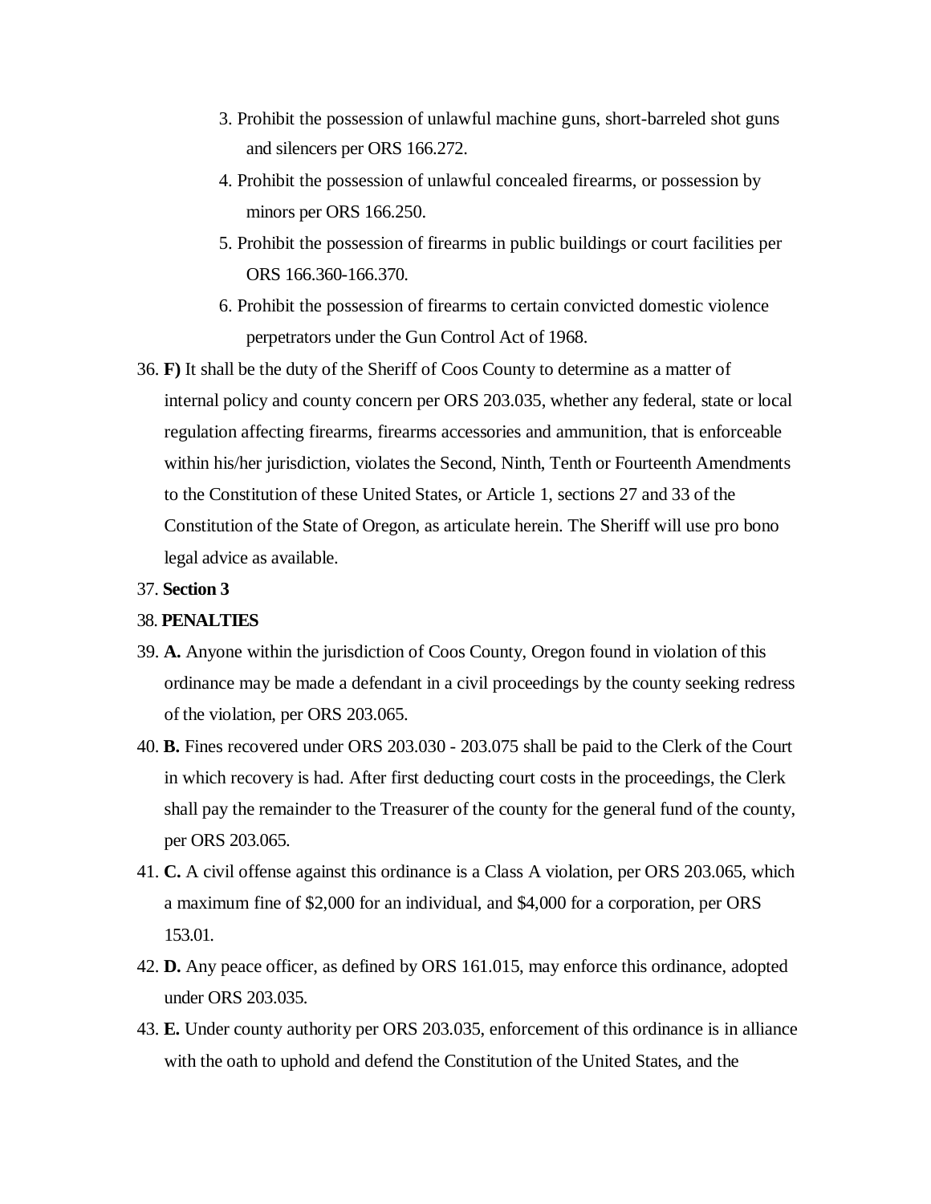3. Prohibit the possession of unlawful machine guns, short-barreled shot guns and silencers per ORS 166.272.
4. Prohibit the possession of unlawful concealed firearms, or possession by minors per ORS 166.250.
5. Prohibit the possession of firearms in public buildings or court facilities per ORS 166.360-166.370.
6. Prohibit the possession of firearms to certain convicted domestic violence perpetrators under the Gun Control Act of 1968.

36. **F)** It shall be the duty of the Sheriff of Coos County to determine as a matter of internal policy and county concern per ORS 203.035, whether any federal, state or local regulation affecting firearms, firearms accessories and ammunition, that is enforceable within his/her jurisdiction, violates the Second, Ninth, Tenth or Fourteenth Amendments to the Constitution of these United States, or Article 1, sections 27 and 33 of the Constitution of the State of Oregon, as articulate herein. The Sheriff will use pro bono legal advice as available.
37. **Section 3**
38. **PENALTIES**
39. **A.** Anyone within the jurisdiction of Coos County, Oregon found in violation of this ordinance may be made a defendant in a civil proceedings by the county seeking redress of the violation, per ORS 203.065.
40. **B.** Fines recovered under ORS 203.030 - 203.075 shall be paid to the Clerk of the Court in which recovery is had. After first deducting court costs in the proceedings, the Clerk shall pay the remainder to the Treasurer of the county for the general fund of the county, per ORS 203.065.
41. **C.** A civil offense against this ordinance is a Class A violation, per ORS 203.065, which a maximum fine of $2,000 for an individual, and $4,000 for a corporation, per ORS 153.01.
42. **D.** Any peace officer, as defined by ORS 161.015, may enforce this ordinance, adopted under ORS 203.035.
43. **E.** Under county authority per ORS 203.035, enforcement of this ordinance is in alliance with the oath to uphold and defend the Constitution of the United States, and the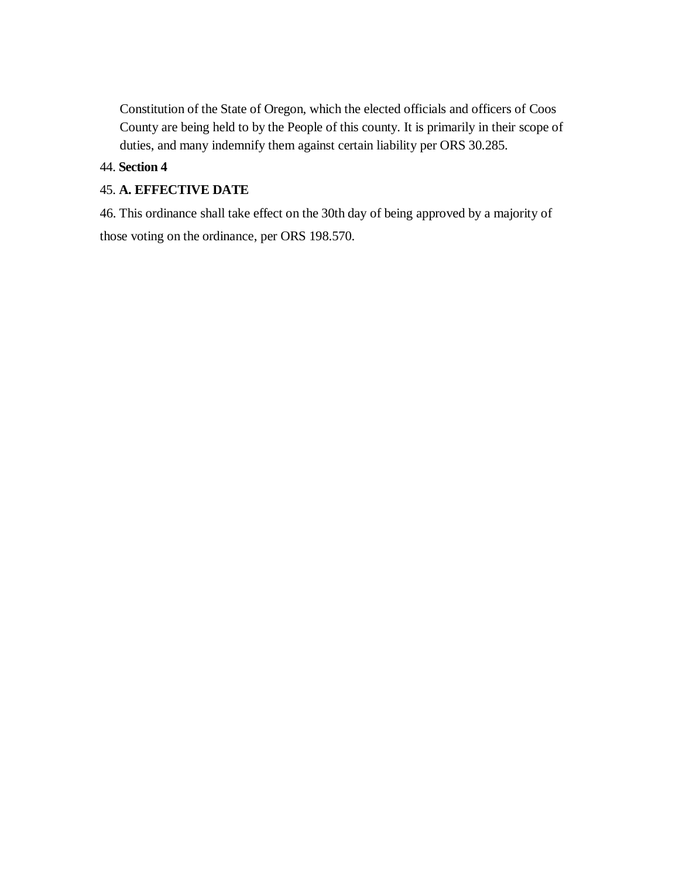Constitution of the State of Oregon, which the elected officials and officers of Coos County are being held to by the People of this county. It is primarily in their scope of duties, and many indemnify them against certain liability per ORS 30.285.

44. **Section 4**

45. **A. EFFECTIVE DATE**

46. This ordinance shall take effect on the 30th day of being approved by a majority of those voting on the ordinance, per ORS 198.570.